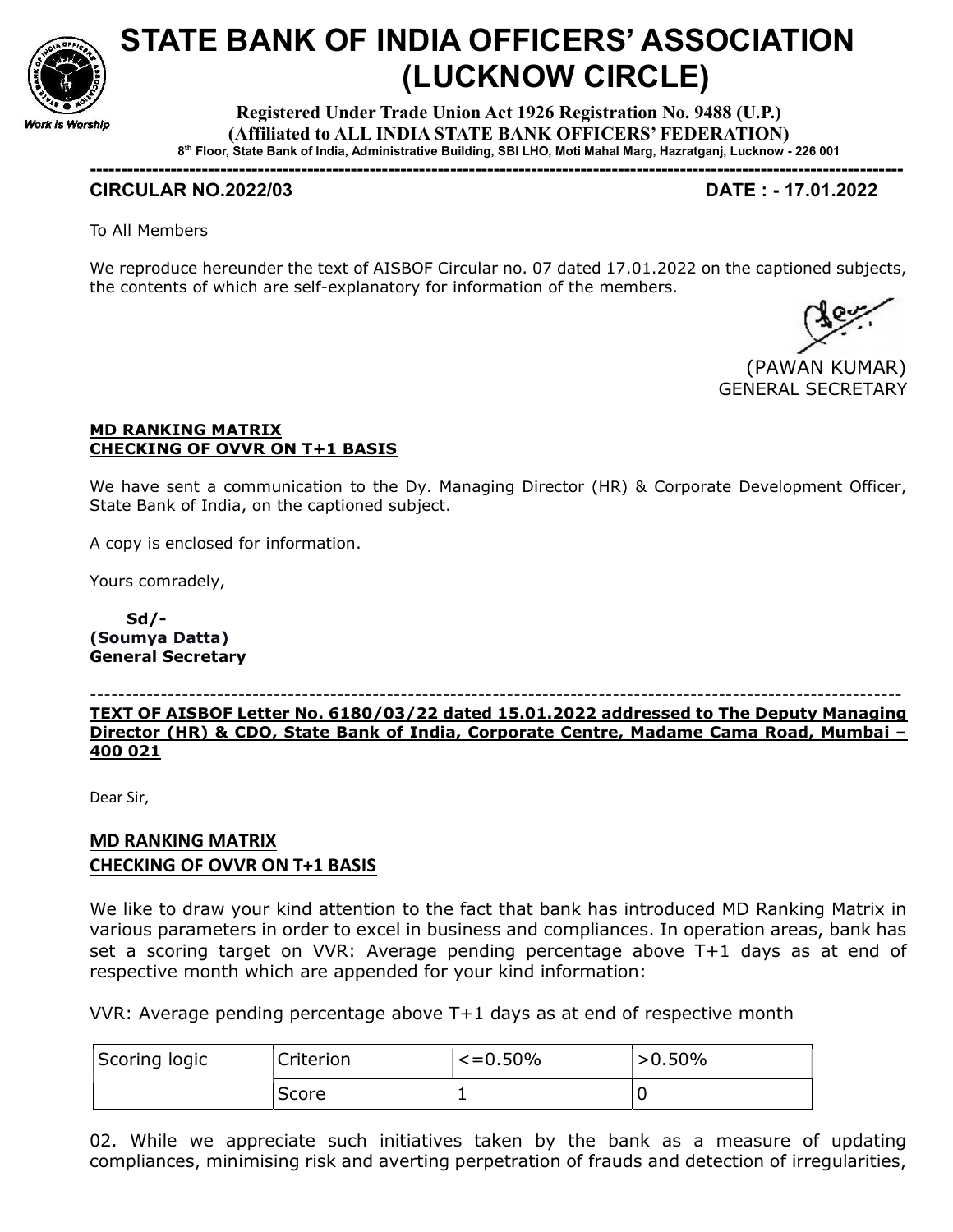# STATE BANK OF INDIA OFFICERS' ASSOCIATION (LUCKNOW CIRCLE)

**Registered Under Trade Union Act 1926 Registration No. 9488 (U.P.)**
**(Affiliated to ALL INDIA STATE BANK OFFICERS' FEDERATION)**
**8th Floor, State Bank of India, Administrative Building, SBI LHO, Moti Mahal Marg, Hazratganj, Lucknow - 226 001**

Work is Worship

---

**CIRCULAR NO.2022/03** **DATE : - 17.01.2022**

To All Members

We reproduce hereunder the text of AISBOF Circular no. 07 dated 17.01.2022 on the captioned subjects, the contents of which are self-explanatory for information of the members.

(PAWAN KUMAR)
GENERAL SECRETARY

**MD RANKING MATRIX**
**CHECKING OF OVVR ON T+1 BASIS**

We have sent a communication to the Dy. Managing Director (HR) & Corporate Development Officer, State Bank of India, on the captioned subject.

A copy is enclosed for information.

Yours comradely,

**Sd/-**
**(Soumya Datta)**
**General Secretary**

---

**TEXT OF AISBOF Letter No. 6180/03/22 dated 15.01.2022 addressed to The Deputy Managing Director (HR) & CDO, State Bank of India, Corporate Centre, Madame Cama Road, Mumbai – 400 021**

Dear Sir,

**MD RANKING MATRIX**
**CHECKING OF OVVR ON T+1 BASIS**

We like to draw your kind attention to the fact that bank has introduced MD Ranking Matrix in various parameters in order to excel in business and compliances. In operation areas, bank has set a scoring target on VVR: Average pending percentage above T+1 days as at end of respective month which are appended for your kind information:

VVR: Average pending percentage above T+1 days as at end of respective month

| Scoring logic | Criterion | <=0.50% | >0.50% |
|---|---|---|---|
| | Score | 1 | 0 |

02. While we appreciate such initiatives taken by the bank as a measure of updating compliances, minimising risk and averting perpetration of frauds and detection of irregularities,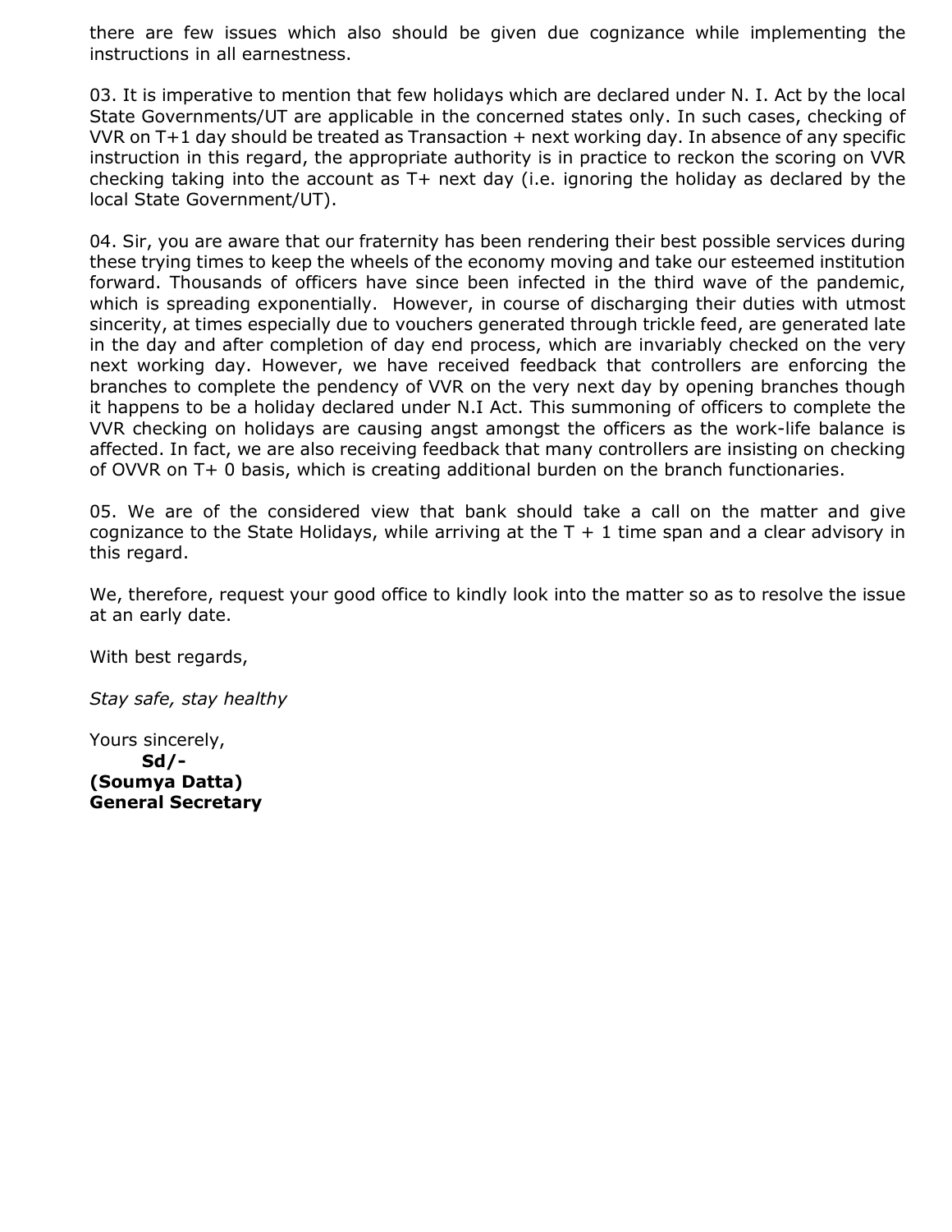there are few issues which also should be given due cognizance while implementing the instructions in all earnestness.

03. It is imperative to mention that few holidays which are declared under N. I. Act by the local State Governments/UT are applicable in the concerned states only. In such cases, checking of VVR on T+1 day should be treated as Transaction + next working day. In absence of any specific instruction in this regard, the appropriate authority is in practice to reckon the scoring on VVR checking taking into the account as T+ next day (i.e. ignoring the holiday as declared by the local State Government/UT).

04. Sir, you are aware that our fraternity has been rendering their best possible services during these trying times to keep the wheels of the economy moving and take our esteemed institution forward. Thousands of officers have since been infected in the third wave of the pandemic, which is spreading exponentially. However, in course of discharging their duties with utmost sincerity, at times especially due to vouchers generated through trickle feed, are generated late in the day and after completion of day end process, which are invariably checked on the very next working day. However, we have received feedback that controllers are enforcing the branches to complete the pendency of VVR on the very next day by opening branches though it happens to be a holiday declared under N.I Act. This summoning of officers to complete the VVR checking on holidays are causing angst amongst the officers as the work-life balance is affected. In fact, we are also receiving feedback that many controllers are insisting on checking of OVVR on T+ 0 basis, which is creating additional burden on the branch functionaries.

05. We are of the considered view that bank should take a call on the matter and give cognizance to the State Holidays, while arriving at the T + 1 time span and a clear advisory in this regard.

We, therefore, request your good office to kindly look into the matter so as to resolve the issue at an early date.

With best regards,

*Stay safe, stay healthy*

Yours sincerely,
**Sd/-**
**(Soumya Datta)**
**General Secretary**